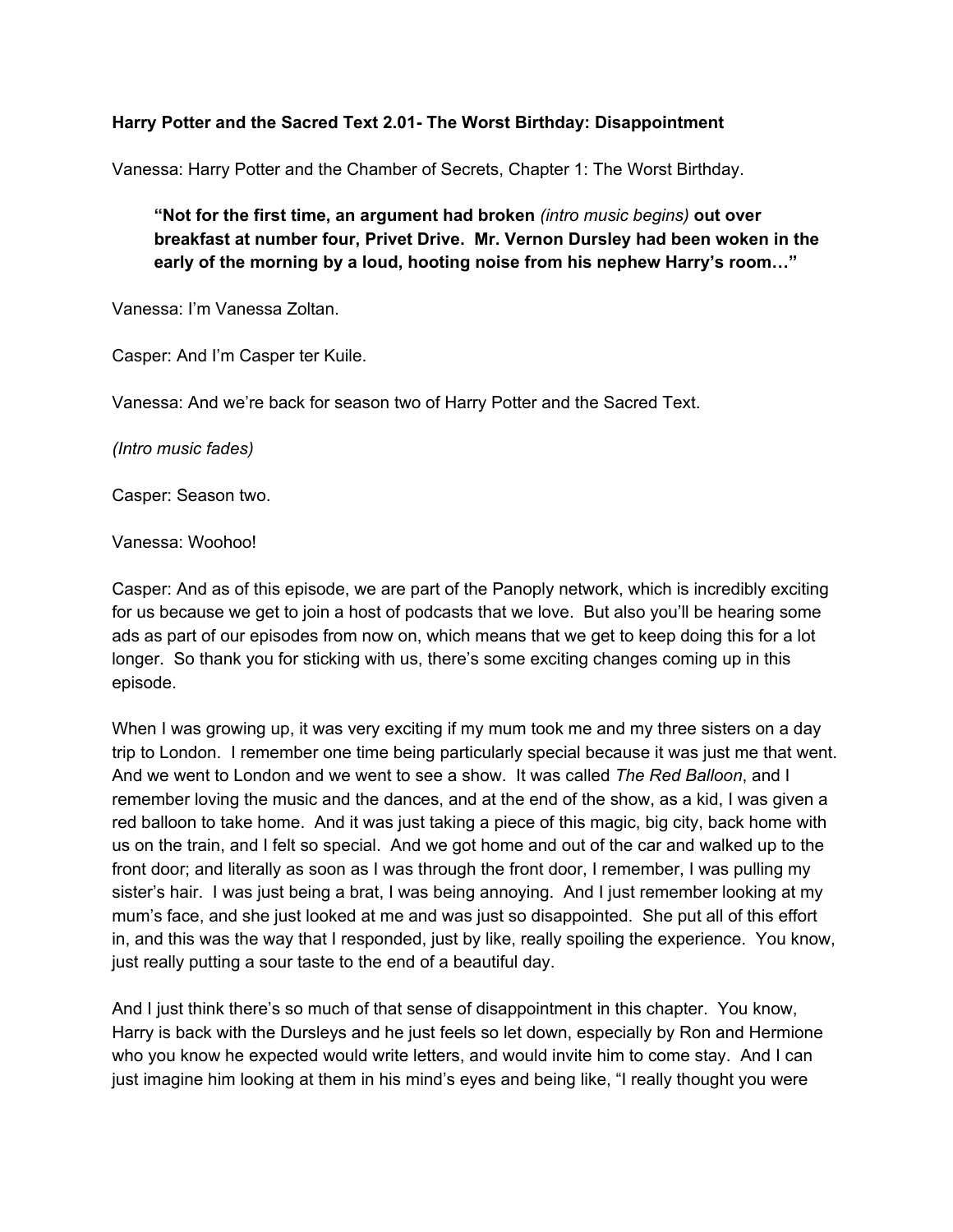**Harry Potter and the Sacred Text 2.01- The Worst Birthday: Disappointment**

Vanessa: Harry Potter and the Chamber of Secrets, Chapter 1: The Worst Birthday.

> **"Not for the first time, an argument had broken** *(intro music begins)* **out over breakfast at number four, Privet Drive. Mr. Vernon Dursley had been woken in the early of the morning by a loud, hooting noise from his nephew Harry's room…"**

Vanessa: I'm Vanessa Zoltan.

Casper: And I'm Casper ter Kuile.

Vanessa: And we're back for season two of Harry Potter and the Sacred Text.

*(Intro music fades)*

Casper: Season two.

Vanessa: Woohoo!

Casper: And as of this episode, we are part of the Panoply network, which is incredibly exciting for us because we get to join a host of podcasts that we love. But also you'll be hearing some ads as part of our episodes from now on, which means that we get to keep doing this for a lot longer. So thank you for sticking with us, there's some exciting changes coming up in this episode.

When I was growing up, it was very exciting if my mum took me and my three sisters on a day trip to London. I remember one time being particularly special because it was just me that went. And we went to London and we went to see a show. It was called *The Red Balloon*, and I remember loving the music and the dances, and at the end of the show, as a kid, I was given a red balloon to take home. And it was just taking a piece of this magic, big city, back home with us on the train, and I felt so special. And we got home and out of the car and walked up to the front door; and literally as soon as I was through the front door, I remember, I was pulling my sister's hair. I was just being a brat, I was being annoying. And I just remember looking at my mum's face, and she just looked at me and was just so disappointed. She put all of this effort in, and this was the way that I responded, just by like, really spoiling the experience. You know, just really putting a sour taste to the end of a beautiful day.

And I just think there's so much of that sense of disappointment in this chapter. You know, Harry is back with the Dursleys and he just feels so let down, especially by Ron and Hermione who you know he expected would write letters, and would invite him to come stay. And I can just imagine him looking at them in his mind's eyes and being like, "I really thought you were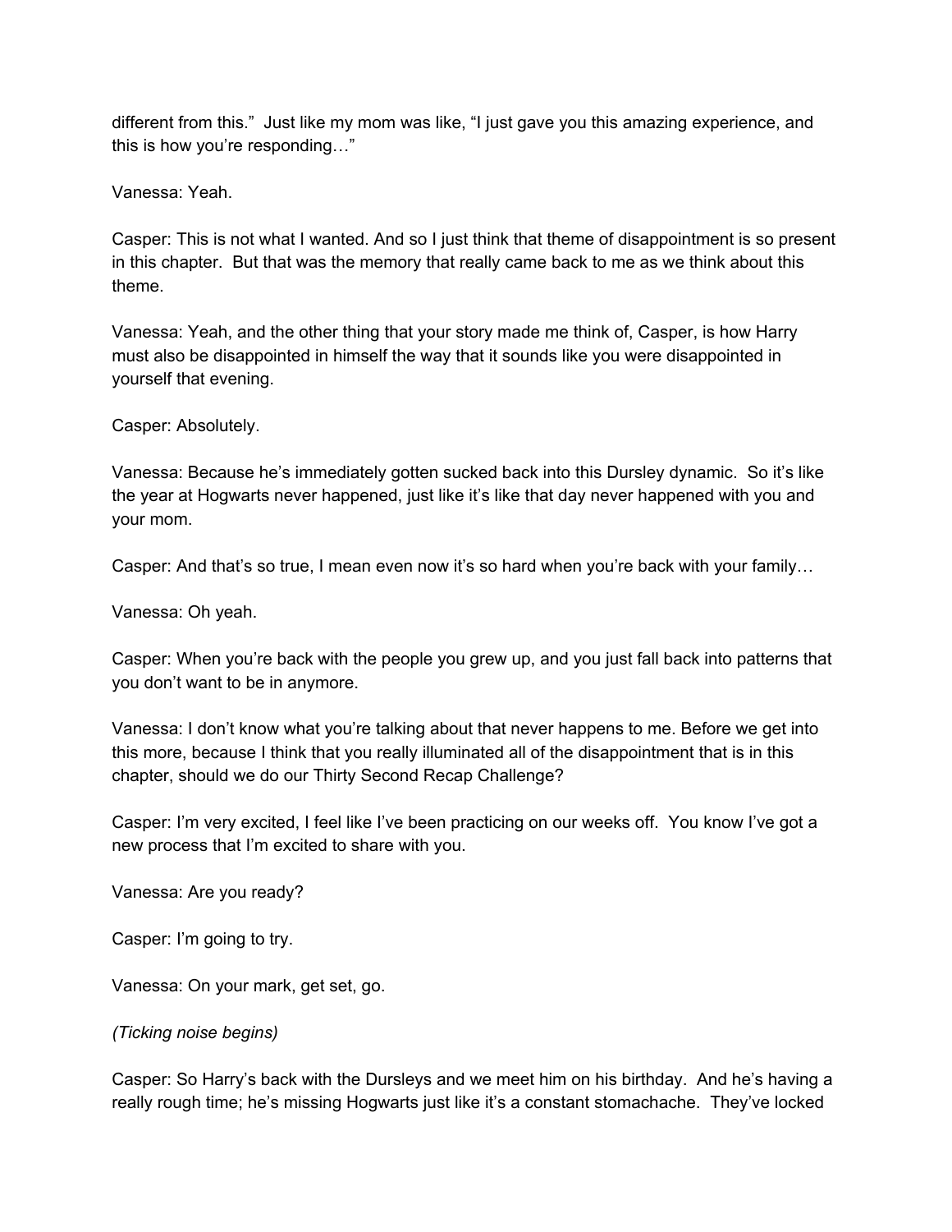different from this."  Just like my mom was like, "I just gave you this amazing experience, and this is how you're responding…"

Vanessa: Yeah.

Casper: This is not what I wanted. And so I just think that theme of disappointment is so present in this chapter.  But that was the memory that really came back to me as we think about this theme.

Vanessa: Yeah, and the other thing that your story made me think of, Casper, is how Harry must also be disappointed in himself the way that it sounds like you were disappointed in yourself that evening.

Casper: Absolutely.

Vanessa: Because he's immediately gotten sucked back into this Dursley dynamic.  So it's like the year at Hogwarts never happened, just like it's like that day never happened with you and your mom.

Casper: And that's so true, I mean even now it's so hard when you're back with your family…

Vanessa: Oh yeah.

Casper: When you're back with the people you grew up, and you just fall back into patterns that you don't want to be in anymore.

Vanessa: I don't know what you're talking about that never happens to me. Before we get into this more, because I think that you really illuminated all of the disappointment that is in this chapter, should we do our Thirty Second Recap Challenge?

Casper: I'm very excited, I feel like I've been practicing on our weeks off.  You know I've got a new process that I'm excited to share with you.

Vanessa: Are you ready?

Casper: I'm going to try.

Vanessa: On your mark, get set, go.

*(Ticking noise begins)*

Casper: So Harry's back with the Dursleys and we meet him on his birthday.  And he's having a really rough time; he's missing Hogwarts just like it's a constant stomachache.  They've locked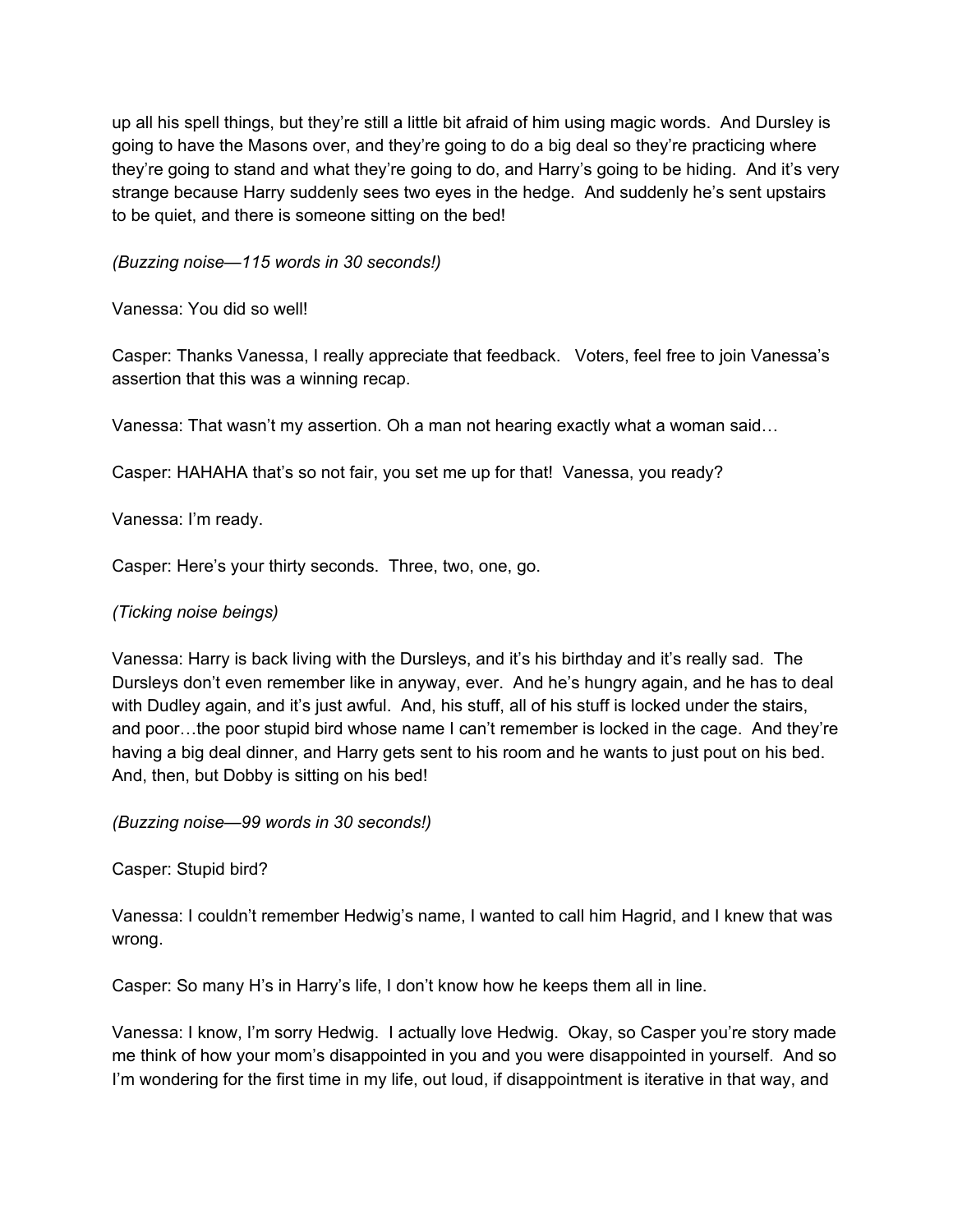up all his spell things, but they're still a little bit afraid of him using magic words. And Dursley is going to have the Masons over, and they're going to do a big deal so they're practicing where they're going to stand and what they're going to do, and Harry's going to be hiding. And it's very strange because Harry suddenly sees two eyes in the hedge. And suddenly he's sent upstairs to be quiet, and there is someone sitting on the bed!

*(Buzzing noise—115 words in 30 seconds!)*

Vanessa: You did so well!

Casper: Thanks Vanessa, I really appreciate that feedback. Voters, feel free to join Vanessa's assertion that this was a winning recap.

Vanessa: That wasn't my assertion. Oh a man not hearing exactly what a woman said…

Casper: HAHAHA that's so not fair, you set me up for that! Vanessa, you ready?

Vanessa: I'm ready.

Casper: Here's your thirty seconds. Three, two, one, go.

*(Ticking noise beings)*

Vanessa: Harry is back living with the Dursleys, and it's his birthday and it's really sad. The Dursleys don't even remember like in anyway, ever. And he's hungry again, and he has to deal with Dudley again, and it's just awful. And, his stuff, all of his stuff is locked under the stairs, and poor…the poor stupid bird whose name I can't remember is locked in the cage. And they're having a big deal dinner, and Harry gets sent to his room and he wants to just pout on his bed. And, then, but Dobby is sitting on his bed!

*(Buzzing noise—99 words in 30 seconds!)*

Casper: Stupid bird?

Vanessa: I couldn't remember Hedwig's name, I wanted to call him Hagrid, and I knew that was wrong.

Casper: So many H's in Harry's life, I don't know how he keeps them all in line.

Vanessa: I know, I'm sorry Hedwig. I actually love Hedwig. Okay, so Casper you're story made me think of how your mom's disappointed in you and you were disappointed in yourself. And so I'm wondering for the first time in my life, out loud, if disappointment is iterative in that way, and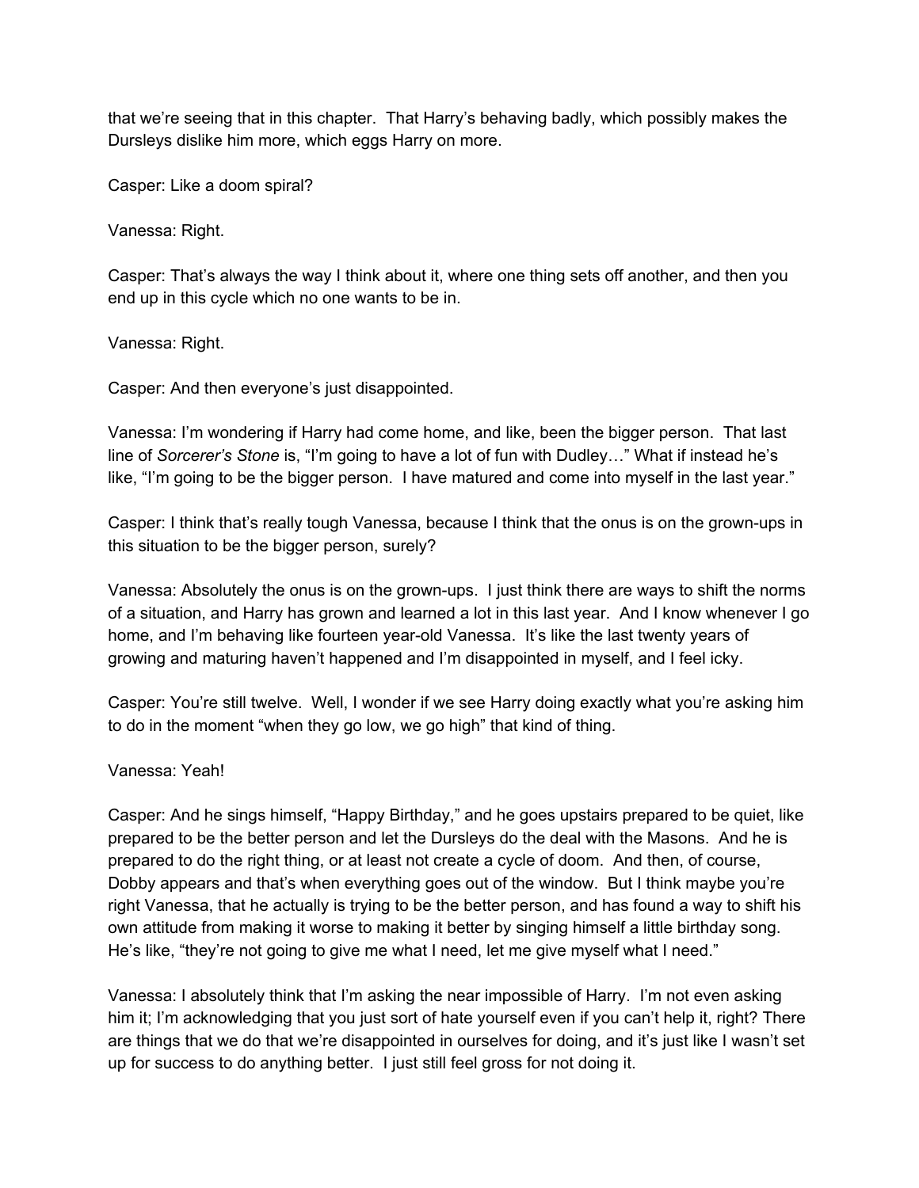that we're seeing that in this chapter. That Harry's behaving badly, which possibly makes the Dursleys dislike him more, which eggs Harry on more.

Casper: Like a doom spiral?

Vanessa: Right.

Casper: That's always the way I think about it, where one thing sets off another, and then you end up in this cycle which no one wants to be in.

Vanessa: Right.

Casper: And then everyone's just disappointed.

Vanessa: I'm wondering if Harry had come home, and like, been the bigger person. That last line of *Sorcerer's Stone* is, "I'm going to have a lot of fun with Dudley…" What if instead he's like, "I'm going to be the bigger person. I have matured and come into myself in the last year."

Casper: I think that's really tough Vanessa, because I think that the onus is on the grown-ups in this situation to be the bigger person, surely?

Vanessa: Absolutely the onus is on the grown-ups. I just think there are ways to shift the norms of a situation, and Harry has grown and learned a lot in this last year. And I know whenever I go home, and I'm behaving like fourteen year-old Vanessa. It's like the last twenty years of growing and maturing haven't happened and I'm disappointed in myself, and I feel icky.

Casper: You're still twelve. Well, I wonder if we see Harry doing exactly what you're asking him to do in the moment "when they go low, we go high" that kind of thing.

Vanessa: Yeah!

Casper: And he sings himself, "Happy Birthday," and he goes upstairs prepared to be quiet, like prepared to be the better person and let the Dursleys do the deal with the Masons. And he is prepared to do the right thing, or at least not create a cycle of doom. And then, of course, Dobby appears and that's when everything goes out of the window. But I think maybe you're right Vanessa, that he actually is trying to be the better person, and has found a way to shift his own attitude from making it worse to making it better by singing himself a little birthday song. He's like, "they're not going to give me what I need, let me give myself what I need."

Vanessa: I absolutely think that I'm asking the near impossible of Harry. I'm not even asking him it; I'm acknowledging that you just sort of hate yourself even if you can't help it, right? There are things that we do that we're disappointed in ourselves for doing, and it's just like I wasn't set up for success to do anything better. I just still feel gross for not doing it.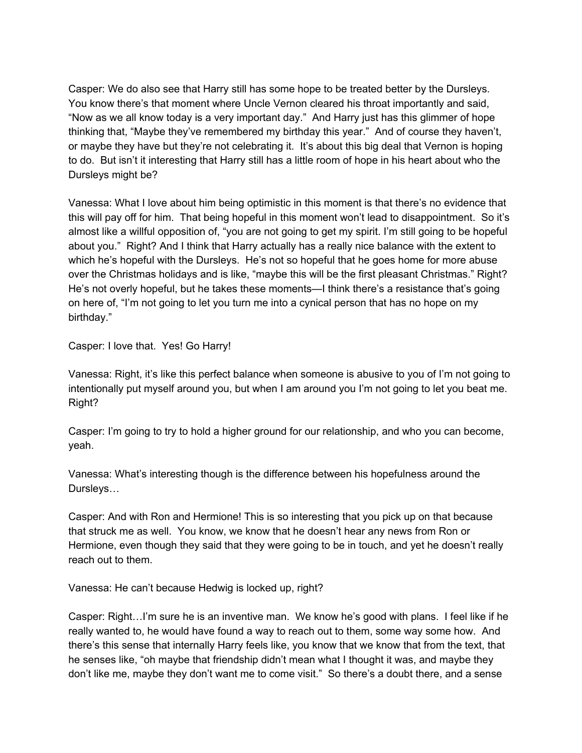Casper: We do also see that Harry still has some hope to be treated better by the Dursleys. You know there's that moment where Uncle Vernon cleared his throat importantly and said, "Now as we all know today is a very important day." And Harry just has this glimmer of hope thinking that, "Maybe they've remembered my birthday this year." And of course they haven't, or maybe they have but they're not celebrating it. It's about this big deal that Vernon is hoping to do. But isn't it interesting that Harry still has a little room of hope in his heart about who the Dursleys might be?

Vanessa: What I love about him being optimistic in this moment is that there's no evidence that this will pay off for him. That being hopeful in this moment won't lead to disappointment. So it's almost like a willful opposition of, "you are not going to get my spirit. I'm still going to be hopeful about you." Right? And I think that Harry actually has a really nice balance with the extent to which he's hopeful with the Dursleys. He's not so hopeful that he goes home for more abuse over the Christmas holidays and is like, "maybe this will be the first pleasant Christmas." Right? He's not overly hopeful, but he takes these moments—I think there's a resistance that's going on here of, "I'm not going to let you turn me into a cynical person that has no hope on my birthday."

Casper: I love that. Yes! Go Harry!

Vanessa: Right, it's like this perfect balance when someone is abusive to you of I'm not going to intentionally put myself around you, but when I am around you I'm not going to let you beat me. Right?

Casper: I'm going to try to hold a higher ground for our relationship, and who you can become, yeah.

Vanessa: What's interesting though is the difference between his hopefulness around the Dursleys…

Casper: And with Ron and Hermione! This is so interesting that you pick up on that because that struck me as well. You know, we know that he doesn't hear any news from Ron or Hermione, even though they said that they were going to be in touch, and yet he doesn't really reach out to them.

Vanessa: He can't because Hedwig is locked up, right?

Casper: Right…I'm sure he is an inventive man. We know he's good with plans. I feel like if he really wanted to, he would have found a way to reach out to them, some way some how. And there's this sense that internally Harry feels like, you know that we know that from the text, that he senses like, "oh maybe that friendship didn't mean what I thought it was, and maybe they don't like me, maybe they don't want me to come visit." So there's a doubt there, and a sense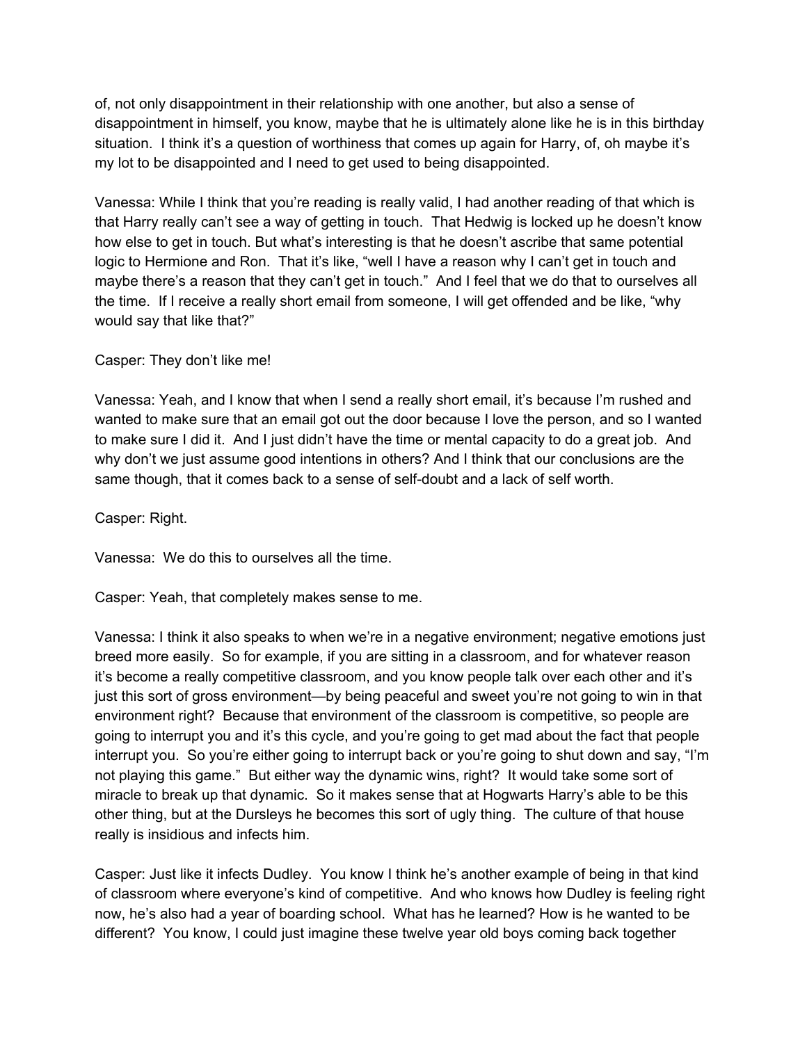of, not only disappointment in their relationship with one another, but also a sense of disappointment in himself, you know, maybe that he is ultimately alone like he is in this birthday situation.  I think it's a question of worthiness that comes up again for Harry, of, oh maybe it's my lot to be disappointed and I need to get used to being disappointed.

Vanessa: While I think that you're reading is really valid, I had another reading of that which is that Harry really can't see a way of getting in touch.  That Hedwig is locked up he doesn't know how else to get in touch. But what's interesting is that he doesn't ascribe that same potential logic to Hermione and Ron.  That it's like, "well I have a reason why I can't get in touch and maybe there's a reason that they can't get in touch."  And I feel that we do that to ourselves all the time.  If I receive a really short email from someone, I will get offended and be like, "why would say that like that?"

Casper: They don't like me!

Vanessa: Yeah, and I know that when I send a really short email, it's because I'm rushed and wanted to make sure that an email got out the door because I love the person, and so I wanted to make sure I did it.  And I just didn't have the time or mental capacity to do a great job.  And why don't we just assume good intentions in others? And I think that our conclusions are the same though, that it comes back to a sense of self-doubt and a lack of self worth.

Casper: Right.

Vanessa:  We do this to ourselves all the time.

Casper: Yeah, that completely makes sense to me.

Vanessa: I think it also speaks to when we're in a negative environment; negative emotions just breed more easily.  So for example, if you are sitting in a classroom, and for whatever reason it's become a really competitive classroom, and you know people talk over each other and it's just this sort of gross environment—by being peaceful and sweet you're not going to win in that environment right?  Because that environment of the classroom is competitive, so people are going to interrupt you and it's this cycle, and you're going to get mad about the fact that people interrupt you.  So you're either going to interrupt back or you're going to shut down and say, "I'm not playing this game."  But either way the dynamic wins, right?  It would take some sort of miracle to break up that dynamic.  So it makes sense that at Hogwarts Harry's able to be this other thing, but at the Dursleys he becomes this sort of ugly thing.  The culture of that house really is insidious and infects him.

Casper: Just like it infects Dudley.  You know I think he's another example of being in that kind of classroom where everyone's kind of competitive.  And who knows how Dudley is feeling right now, he's also had a year of boarding school.  What has he learned? How is he wanted to be different?  You know, I could just imagine these twelve year old boys coming back together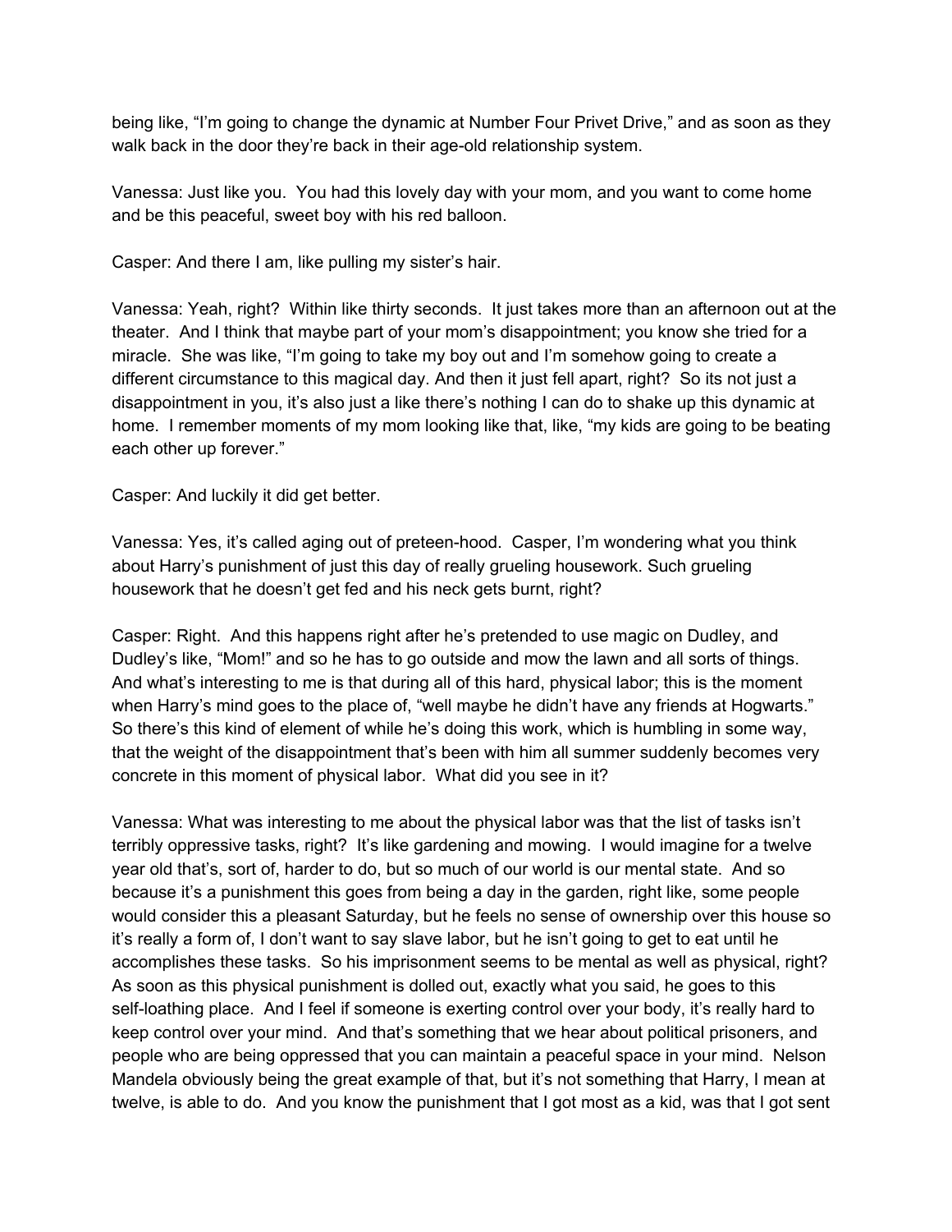being like, "I'm going to change the dynamic at Number Four Privet Drive," and as soon as they walk back in the door they're back in their age-old relationship system.

Vanessa: Just like you. You had this lovely day with your mom, and you want to come home and be this peaceful, sweet boy with his red balloon.

Casper: And there I am, like pulling my sister's hair.

Vanessa: Yeah, right? Within like thirty seconds. It just takes more than an afternoon out at the theater. And I think that maybe part of your mom's disappointment; you know she tried for a miracle. She was like, "I'm going to take my boy out and I'm somehow going to create a different circumstance to this magical day. And then it just fell apart, right? So its not just a disappointment in you, it's also just a like there's nothing I can do to shake up this dynamic at home. I remember moments of my mom looking like that, like, "my kids are going to be beating each other up forever."

Casper: And luckily it did get better.

Vanessa: Yes, it's called aging out of preteen-hood. Casper, I'm wondering what you think about Harry's punishment of just this day of really grueling housework. Such grueling housework that he doesn't get fed and his neck gets burnt, right?

Casper: Right. And this happens right after he's pretended to use magic on Dudley, and Dudley's like, "Mom!" and so he has to go outside and mow the lawn and all sorts of things. And what's interesting to me is that during all of this hard, physical labor; this is the moment when Harry's mind goes to the place of, "well maybe he didn't have any friends at Hogwarts." So there's this kind of element of while he's doing this work, which is humbling in some way, that the weight of the disappointment that's been with him all summer suddenly becomes very concrete in this moment of physical labor. What did you see in it?

Vanessa: What was interesting to me about the physical labor was that the list of tasks isn't terribly oppressive tasks, right? It's like gardening and mowing. I would imagine for a twelve year old that's, sort of, harder to do, but so much of our world is our mental state. And so because it's a punishment this goes from being a day in the garden, right like, some people would consider this a pleasant Saturday, but he feels no sense of ownership over this house so it's really a form of, I don't want to say slave labor, but he isn't going to get to eat until he accomplishes these tasks. So his imprisonment seems to be mental as well as physical, right? As soon as this physical punishment is dolled out, exactly what you said, he goes to this self-loathing place. And I feel if someone is exerting control over your body, it's really hard to keep control over your mind. And that's something that we hear about political prisoners, and people who are being oppressed that you can maintain a peaceful space in your mind. Nelson Mandela obviously being the great example of that, but it's not something that Harry, I mean at twelve, is able to do. And you know the punishment that I got most as a kid, was that I got sent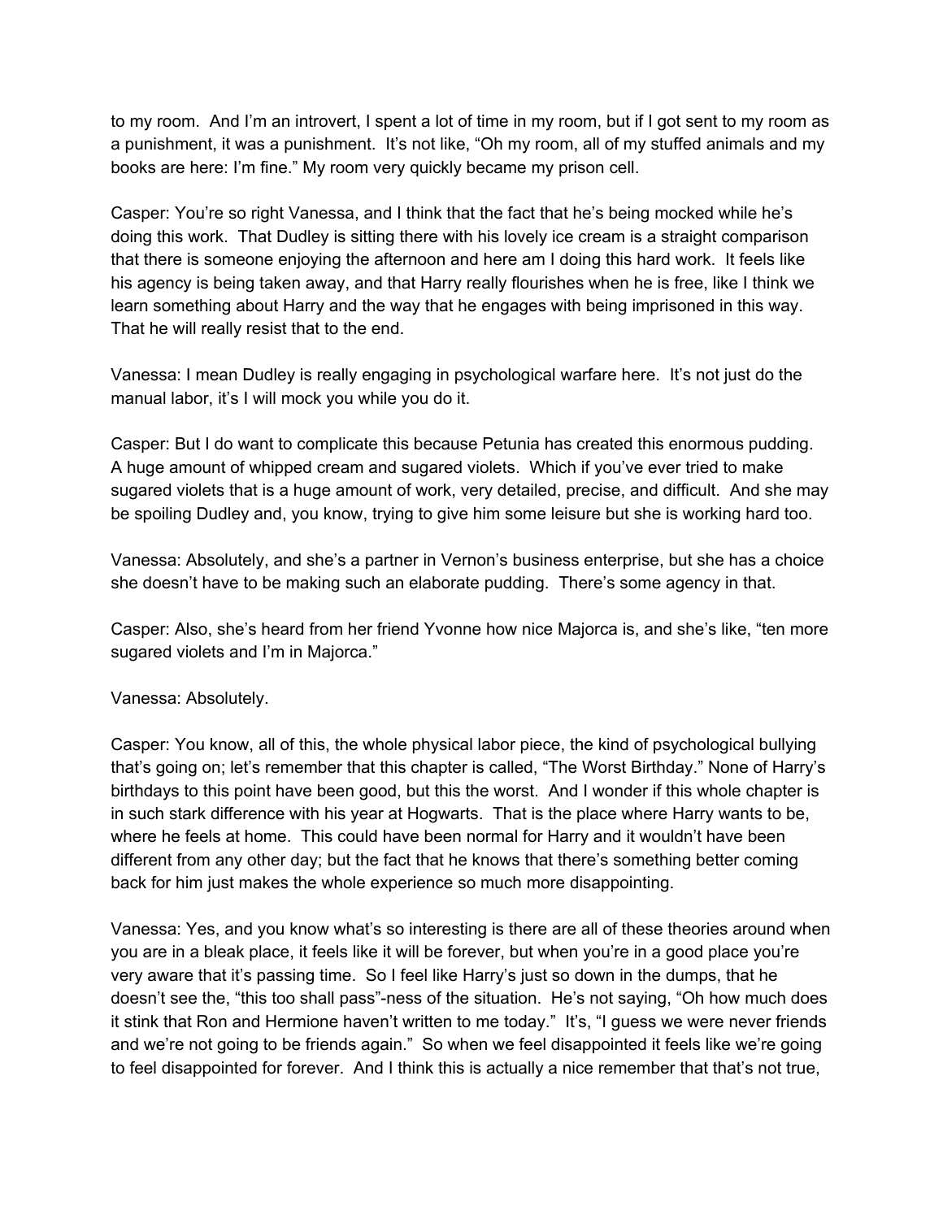to my room. And I'm an introvert, I spent a lot of time in my room, but if I got sent to my room as a punishment, it was a punishment. It's not like, "Oh my room, all of my stuffed animals and my books are here: I'm fine." My room very quickly became my prison cell.

Casper: You're so right Vanessa, and I think that the fact that he's being mocked while he's doing this work. That Dudley is sitting there with his lovely ice cream is a straight comparison that there is someone enjoying the afternoon and here am I doing this hard work. It feels like his agency is being taken away, and that Harry really flourishes when he is free, like I think we learn something about Harry and the way that he engages with being imprisoned in this way. That he will really resist that to the end.

Vanessa: I mean Dudley is really engaging in psychological warfare here. It's not just do the manual labor, it's I will mock you while you do it.

Casper: But I do want to complicate this because Petunia has created this enormous pudding. A huge amount of whipped cream and sugared violets. Which if you've ever tried to make sugared violets that is a huge amount of work, very detailed, precise, and difficult. And she may be spoiling Dudley and, you know, trying to give him some leisure but she is working hard too.

Vanessa: Absolutely, and she's a partner in Vernon's business enterprise, but she has a choice she doesn't have to be making such an elaborate pudding. There's some agency in that.

Casper: Also, she's heard from her friend Yvonne how nice Majorca is, and she's like, "ten more sugared violets and I'm in Majorca."

Vanessa: Absolutely.

Casper: You know, all of this, the whole physical labor piece, the kind of psychological bullying that's going on; let's remember that this chapter is called, "The Worst Birthday." None of Harry's birthdays to this point have been good, but this the worst. And I wonder if this whole chapter is in such stark difference with his year at Hogwarts. That is the place where Harry wants to be, where he feels at home. This could have been normal for Harry and it wouldn't have been different from any other day; but the fact that he knows that there's something better coming back for him just makes the whole experience so much more disappointing.

Vanessa: Yes, and you know what's so interesting is there are all of these theories around when you are in a bleak place, it feels like it will be forever, but when you're in a good place you're very aware that it's passing time. So I feel like Harry's just so down in the dumps, that he doesn't see the, "this too shall pass"-ness of the situation. He's not saying, "Oh how much does it stink that Ron and Hermione haven't written to me today." It's, "I guess we were never friends and we're not going to be friends again." So when we feel disappointed it feels like we're going to feel disappointed for forever. And I think this is actually a nice remember that that's not true,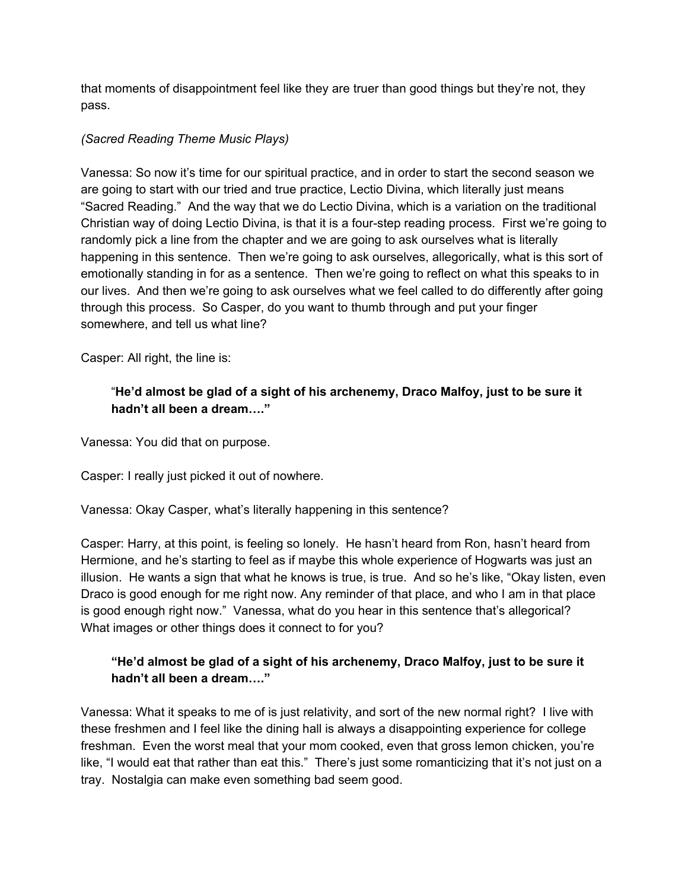that moments of disappointment feel like they are truer than good things but they're not, they pass.

*(Sacred Reading Theme Music Plays)*

Vanessa: So now it's time for our spiritual practice, and in order to start the second season we are going to start with our tried and true practice, Lectio Divina, which literally just means "Sacred Reading." And the way that we do Lectio Divina, which is a variation on the traditional Christian way of doing Lectio Divina, is that it is a four-step reading process. First we're going to randomly pick a line from the chapter and we are going to ask ourselves what is literally happening in this sentence. Then we're going to ask ourselves, allegorically, what is this sort of emotionally standing in for as a sentence. Then we're going to reflect on what this speaks to in our lives. And then we're going to ask ourselves what we feel called to do differently after going through this process. So Casper, do you want to thumb through and put your finger somewhere, and tell us what line?

Casper: All right, the line is:

> "**He'd almost be glad of a sight of his archenemy, Draco Malfoy, just to be sure it hadn't all been a dream…."**

Vanessa: You did that on purpose.

Casper: I really just picked it out of nowhere.

Vanessa: Okay Casper, what's literally happening in this sentence?

Casper: Harry, at this point, is feeling so lonely. He hasn't heard from Ron, hasn't heard from Hermione, and he's starting to feel as if maybe this whole experience of Hogwarts was just an illusion. He wants a sign that what he knows is true, is true. And so he's like, "Okay listen, even Draco is good enough for me right now. Any reminder of that place, and who I am in that place is good enough right now." Vanessa, what do you hear in this sentence that's allegorical? What images or other things does it connect to for you?

> **"He'd almost be glad of a sight of his archenemy, Draco Malfoy, just to be sure it hadn't all been a dream…."**

Vanessa: What it speaks to me of is just relativity, and sort of the new normal right? I live with these freshmen and I feel like the dining hall is always a disappointing experience for college freshman. Even the worst meal that your mom cooked, even that gross lemon chicken, you're like, "I would eat that rather than eat this." There's just some romanticizing that it's not just on a tray. Nostalgia can make even something bad seem good.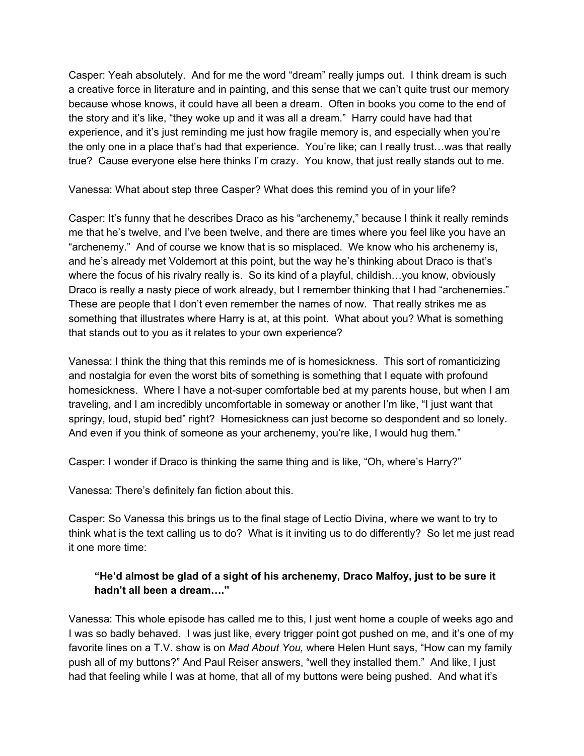Casper: Yeah absolutely. And for me the word "dream" really jumps out. I think dream is such a creative force in literature and in painting, and this sense that we can't quite trust our memory because whose knows, it could have all been a dream. Often in books you come to the end of the story and it's like, "they woke up and it was all a dream." Harry could have had that experience, and it's just reminding me just how fragile memory is, and especially when you're the only one in a place that's had that experience. You're like; can I really trust…was that really true? Cause everyone else here thinks I'm crazy. You know, that just really stands out to me.

Vanessa: What about step three Casper? What does this remind you of in your life?

Casper: It's funny that he describes Draco as his "archenemy," because I think it really reminds me that he's twelve, and I've been twelve, and there are times where you feel like you have an "archenemy." And of course we know that is so misplaced. We know who his archenemy is, and he's already met Voldemort at this point, but the way he's thinking about Draco is that's where the focus of his rivalry really is. So its kind of a playful, childish…you know, obviously Draco is really a nasty piece of work already, but I remember thinking that I had "archenemies." These are people that I don't even remember the names of now. That really strikes me as something that illustrates where Harry is at, at this point. What about you? What is something that stands out to you as it relates to your own experience?

Vanessa: I think the thing that this reminds me of is homesickness. This sort of romanticizing and nostalgia for even the worst bits of something is something that I equate with profound homesickness. Where I have a not-super comfortable bed at my parents house, but when I am traveling, and I am incredibly uncomfortable in someway or another I'm like, "I just want that springy, loud, stupid bed" right? Homesickness can just become so despondent and so lonely. And even if you think of someone as your archenemy, you're like, I would hug them."

Casper: I wonder if Draco is thinking the same thing and is like, "Oh, where's Harry?"

Vanessa: There's definitely fan fiction about this.

Casper: So Vanessa this brings us to the final stage of Lectio Divina, where we want to try to think what is the text calling us to do? What is it inviting us to do differently? So let me just read it one more time:

> **"He'd almost be glad of a sight of his archenemy, Draco Malfoy, just to be sure it hadn't all been a dream…."**

Vanessa: This whole episode has called me to this, I just went home a couple of weeks ago and I was so badly behaved. I was just like, every trigger point got pushed on me, and it's one of my favorite lines on a T.V. show is on *Mad About You,* where Helen Hunt says, "How can my family push all of my buttons?" And Paul Reiser answers, "well they installed them." And like, I just had that feeling while I was at home, that all of my buttons were being pushed. And what it's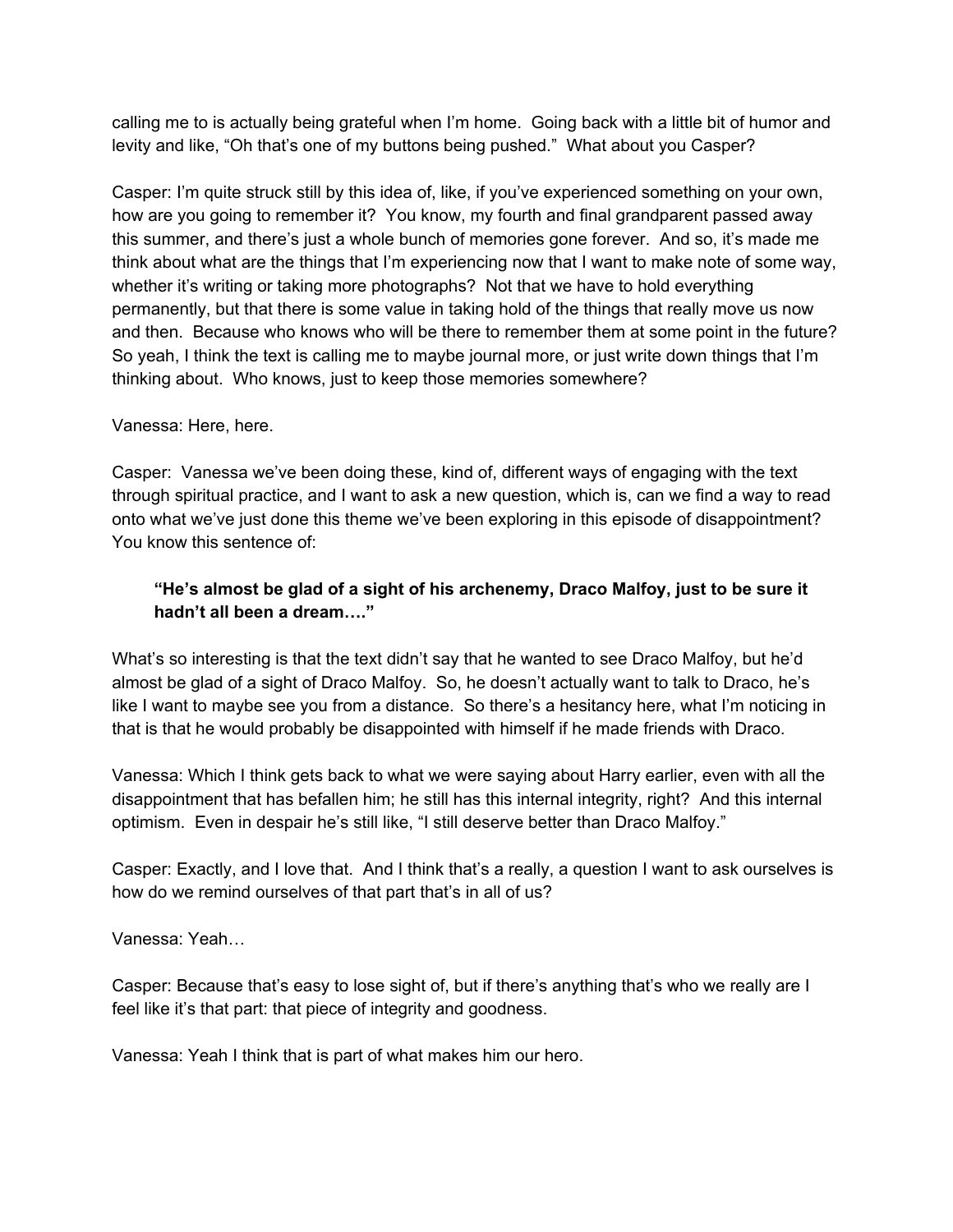calling me to is actually being grateful when I'm home.  Going back with a little bit of humor and levity and like, "Oh that's one of my buttons being pushed."  What about you Casper?

Casper: I'm quite struck still by this idea of, like, if you've experienced something on your own, how are you going to remember it?  You know, my fourth and final grandparent passed away this summer, and there's just a whole bunch of memories gone forever.  And so, it's made me think about what are the things that I'm experiencing now that I want to make note of some way, whether it's writing or taking more photographs?  Not that we have to hold everything permanently, but that there is some value in taking hold of the things that really move us now and then.  Because who knows who will be there to remember them at some point in the future?  So yeah, I think the text is calling me to maybe journal more, or just write down things that I'm thinking about.  Who knows, just to keep those memories somewhere?

Vanessa: Here, here.

Casper:  Vanessa we've been doing these, kind of, different ways of engaging with the text through spiritual practice, and I want to ask a new question, which is, can we find a way to read onto what we've just done this theme we've been exploring in this episode of disappointment?  You know this sentence of:

> **"He's almost be glad of a sight of his archenemy, Draco Malfoy, just to be sure it hadn't all been a dream…."**

What's so interesting is that the text didn't say that he wanted to see Draco Malfoy, but he'd almost be glad of a sight of Draco Malfoy.  So, he doesn't actually want to talk to Draco, he's like I want to maybe see you from a distance.  So there's a hesitancy here, what I'm noticing in that is that he would probably be disappointed with himself if he made friends with Draco.

Vanessa: Which I think gets back to what we were saying about Harry earlier, even with all the disappointment that has befallen him; he still has this internal integrity, right?  And this internal optimism.  Even in despair he's still like, "I still deserve better than Draco Malfoy."

Casper: Exactly, and I love that.  And I think that's a really, a question I want to ask ourselves is how do we remind ourselves of that part that's in all of us?

Vanessa: Yeah…

Casper: Because that's easy to lose sight of, but if there's anything that's who we really are I feel like it's that part: that piece of integrity and goodness.

Vanessa: Yeah I think that is part of what makes him our hero.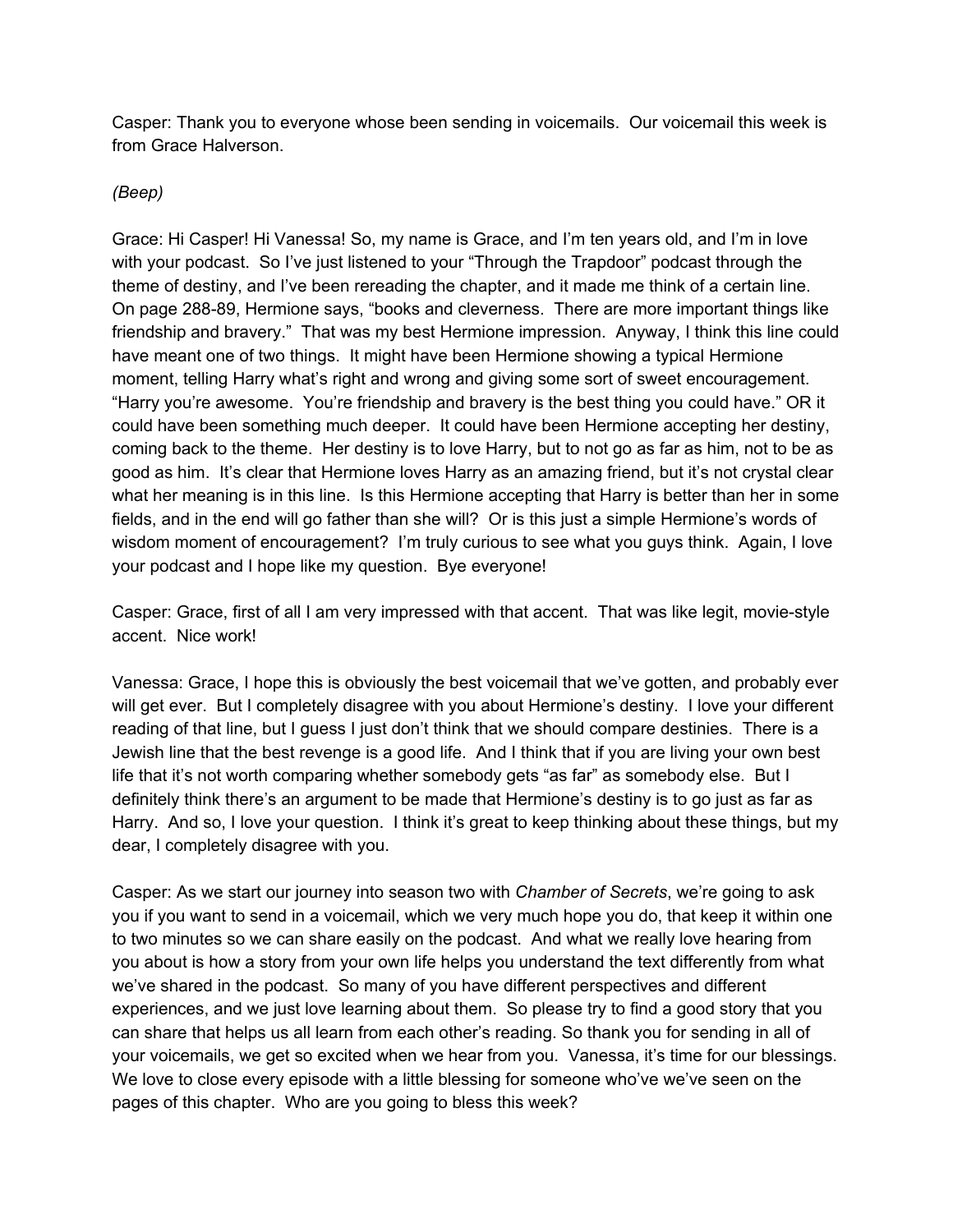Casper: Thank you to everyone whose been sending in voicemails. Our voicemail this week is from Grace Halverson.

*(Beep)*

Grace: Hi Casper! Hi Vanessa! So, my name is Grace, and I'm ten years old, and I'm in love with your podcast. So I've just listened to your "Through the Trapdoor" podcast through the theme of destiny, and I've been rereading the chapter, and it made me think of a certain line. On page 288-89, Hermione says, "books and cleverness. There are more important things like friendship and bravery." That was my best Hermione impression. Anyway, I think this line could have meant one of two things. It might have been Hermione showing a typical Hermione moment, telling Harry what's right and wrong and giving some sort of sweet encouragement. "Harry you're awesome. You're friendship and bravery is the best thing you could have." OR it could have been something much deeper. It could have been Hermione accepting her destiny, coming back to the theme. Her destiny is to love Harry, but to not go as far as him, not to be as good as him. It's clear that Hermione loves Harry as an amazing friend, but it's not crystal clear what her meaning is in this line. Is this Hermione accepting that Harry is better than her in some fields, and in the end will go father than she will? Or is this just a simple Hermione's words of wisdom moment of encouragement? I'm truly curious to see what you guys think. Again, I love your podcast and I hope like my question. Bye everyone!

Casper: Grace, first of all I am very impressed with that accent. That was like legit, movie-style accent. Nice work!

Vanessa: Grace, I hope this is obviously the best voicemail that we've gotten, and probably ever will get ever. But I completely disagree with you about Hermione's destiny. I love your different reading of that line, but I guess I just don't think that we should compare destinies. There is a Jewish line that the best revenge is a good life. And I think that if you are living your own best life that it's not worth comparing whether somebody gets "as far" as somebody else. But I definitely think there's an argument to be made that Hermione's destiny is to go just as far as Harry. And so, I love your question. I think it's great to keep thinking about these things, but my dear, I completely disagree with you.

Casper: As we start our journey into season two with *Chamber of Secrets*, we're going to ask you if you want to send in a voicemail, which we very much hope you do, that keep it within one to two minutes so we can share easily on the podcast. And what we really love hearing from you about is how a story from your own life helps you understand the text differently from what we've shared in the podcast. So many of you have different perspectives and different experiences, and we just love learning about them. So please try to find a good story that you can share that helps us all learn from each other's reading. So thank you for sending in all of your voicemails, we get so excited when we hear from you. Vanessa, it's time for our blessings. We love to close every episode with a little blessing for someone who've we've seen on the pages of this chapter. Who are you going to bless this week?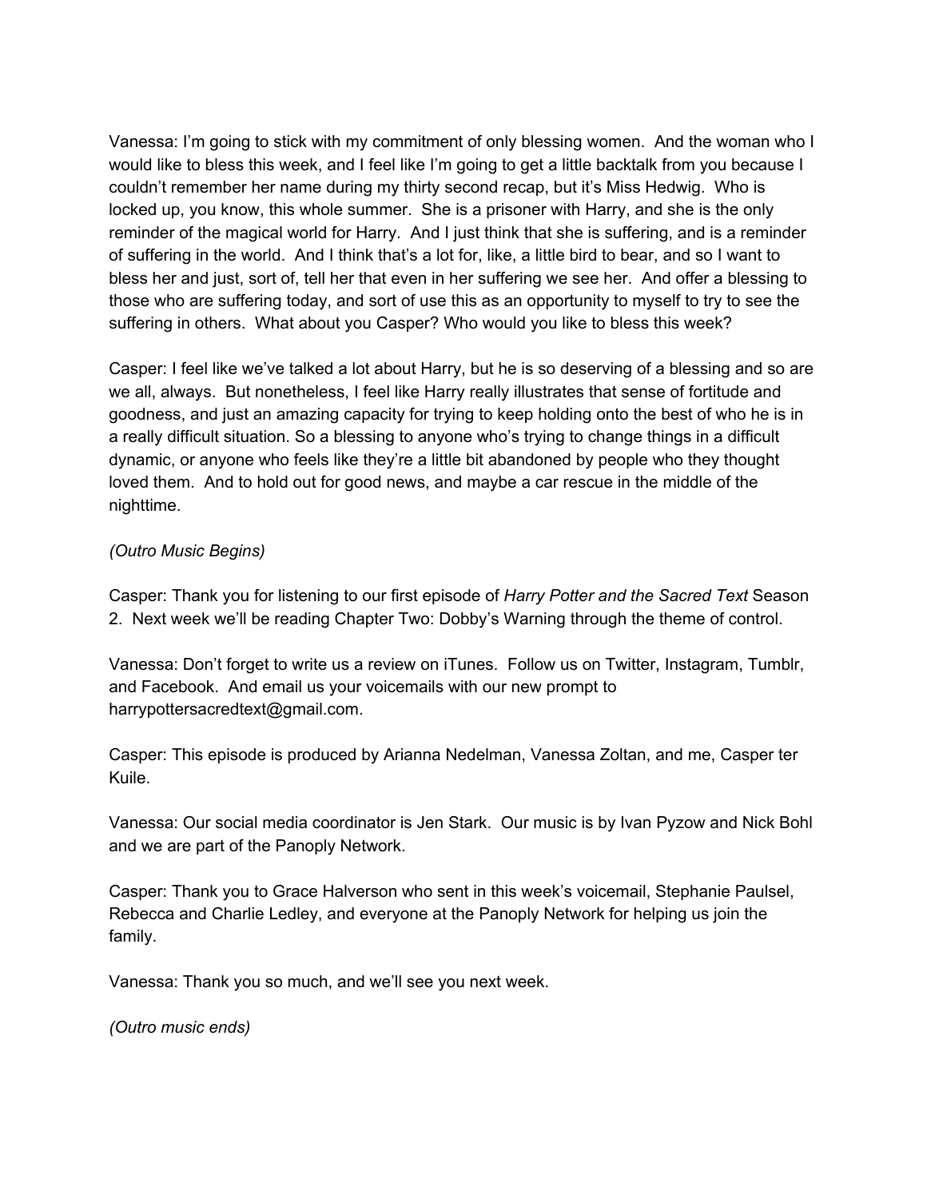Vanessa: I'm going to stick with my commitment of only blessing women. And the woman who I would like to bless this week, and I feel like I'm going to get a little backtalk from you because I couldn't remember her name during my thirty second recap, but it's Miss Hedwig. Who is locked up, you know, this whole summer. She is a prisoner with Harry, and she is the only reminder of the magical world for Harry. And I just think that she is suffering, and is a reminder of suffering in the world. And I think that's a lot for, like, a little bird to bear, and so I want to bless her and just, sort of, tell her that even in her suffering we see her. And offer a blessing to those who are suffering today, and sort of use this as an opportunity to myself to try to see the suffering in others. What about you Casper? Who would you like to bless this week?

Casper: I feel like we've talked a lot about Harry, but he is so deserving of a blessing and so are we all, always. But nonetheless, I feel like Harry really illustrates that sense of fortitude and goodness, and just an amazing capacity for trying to keep holding onto the best of who he is in a really difficult situation. So a blessing to anyone who's trying to change things in a difficult dynamic, or anyone who feels like they're a little bit abandoned by people who they thought loved them. And to hold out for good news, and maybe a car rescue in the middle of the nighttime.

*(Outro Music Begins)*

Casper: Thank you for listening to our first episode of *Harry Potter and the Sacred Text* Season 2. Next week we'll be reading Chapter Two: Dobby's Warning through the theme of control.

Vanessa: Don't forget to write us a review on iTunes. Follow us on Twitter, Instagram, Tumblr, and Facebook. And email us your voicemails with our new prompt to harrypottersacredtext@gmail.com.

Casper: This episode is produced by Arianna Nedelman, Vanessa Zoltan, and me, Casper ter Kuile.

Vanessa: Our social media coordinator is Jen Stark. Our music is by Ivan Pyzow and Nick Bohl and we are part of the Panoply Network.

Casper: Thank you to Grace Halverson who sent in this week's voicemail, Stephanie Paulsel, Rebecca and Charlie Ledley, and everyone at the Panoply Network for helping us join the family.

Vanessa: Thank you so much, and we'll see you next week.

*(Outro music ends)*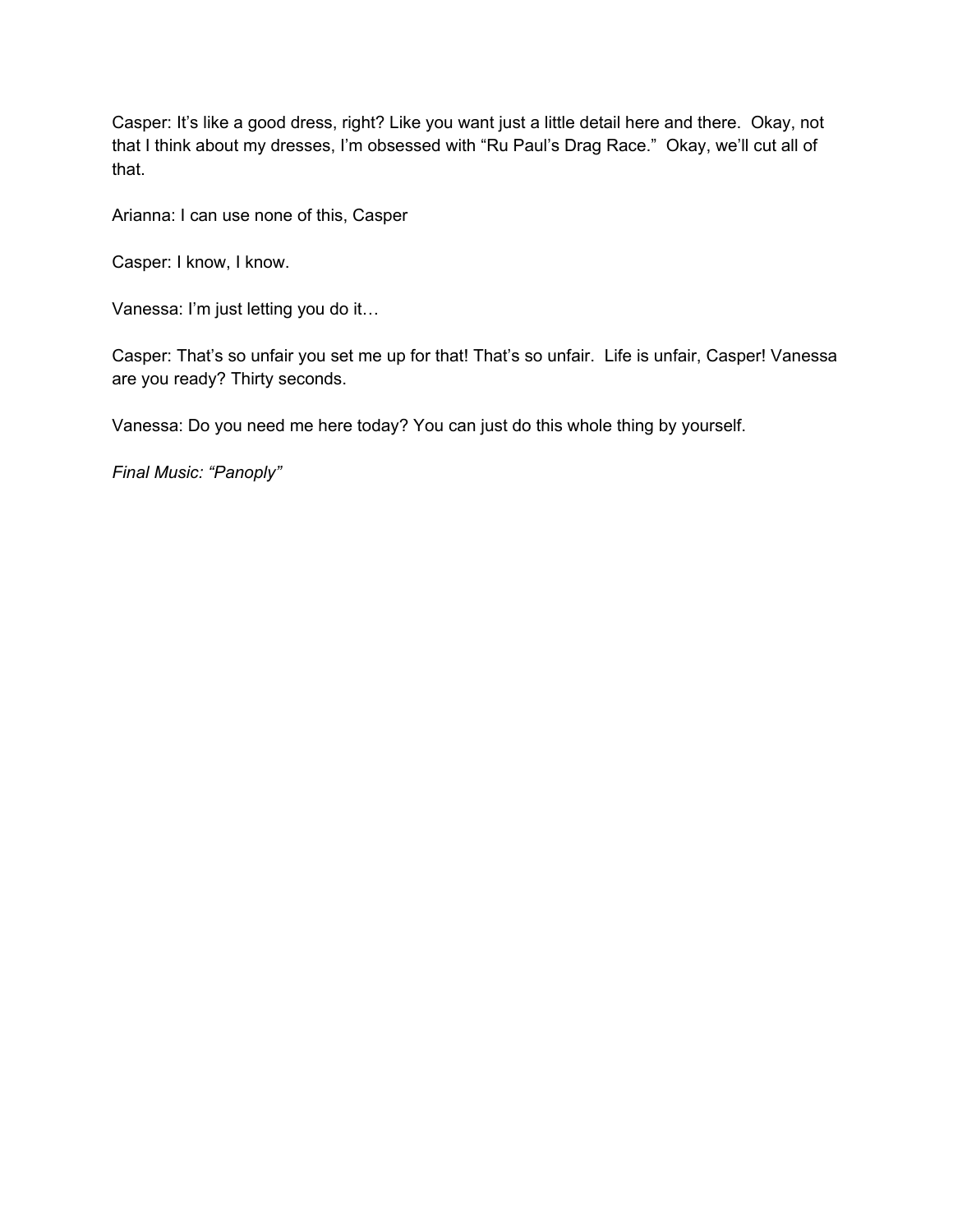Casper: It's like a good dress, right? Like you want just a little detail here and there.  Okay, not that I think about my dresses, I'm obsessed with "Ru Paul's Drag Race."  Okay, we'll cut all of that.

Arianna: I can use none of this, Casper

Casper: I know, I know.

Vanessa: I'm just letting you do it…

Casper: That's so unfair you set me up for that! That's so unfair.  Life is unfair, Casper! Vanessa are you ready? Thirty seconds.

Vanessa: Do you need me here today? You can just do this whole thing by yourself.

*Final Music: "Panoply"*